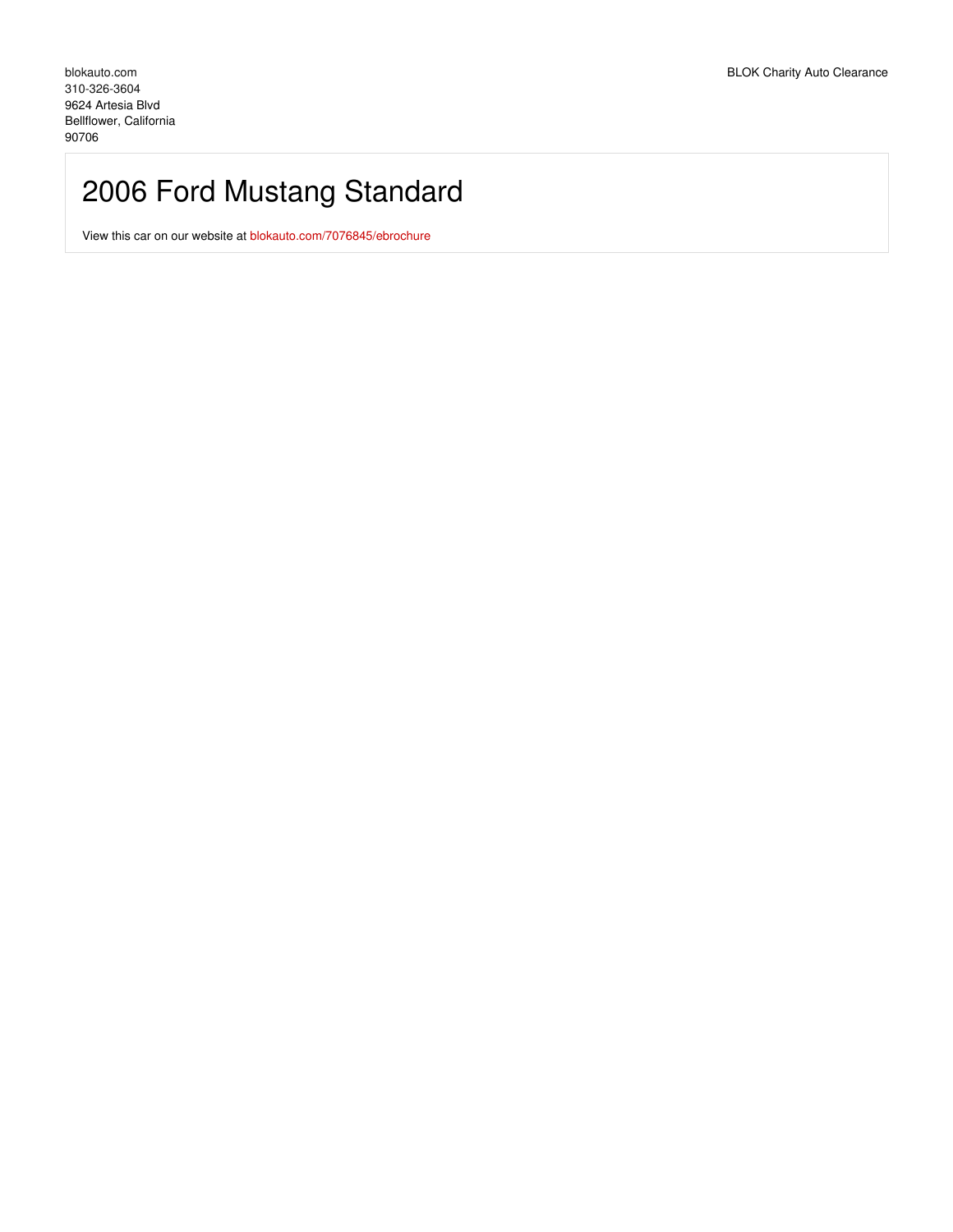blokauto.com
310-326-3604
9624 Artesia Blvd
Bellflower, California
90706

BLOK Charity Auto Clearance

# 2006 Ford Mustang Standard

View this car on our website at blokauto.com/7076845/ebrochure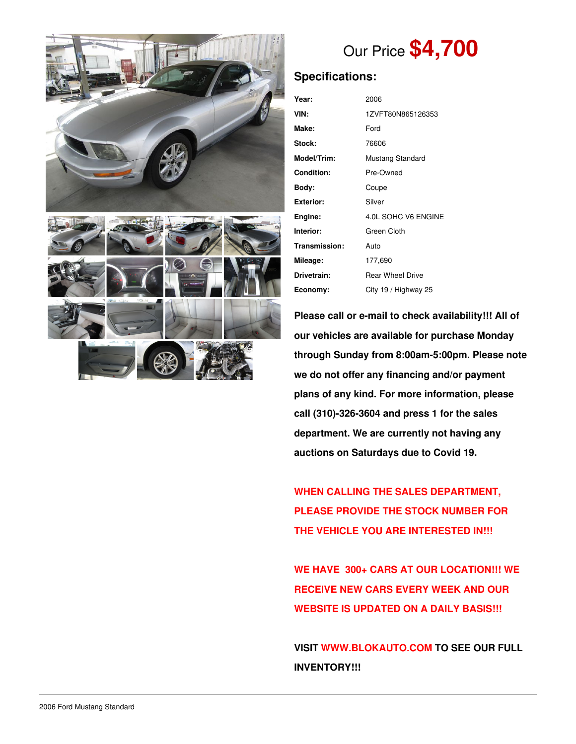Our Price **$4,700**

## Specifications:

| | |
|---|---|
| **Year:** | 2006 |
| **VIN:** | 1ZVFT80N865126353 |
| **Make:** | Ford |
| **Stock:** | 76606 |
| **Model/Trim:** | Mustang Standard |
| **Condition:** | Pre-Owned |
| **Body:** | Coupe |
| **Exterior:** | Silver |
| **Engine:** | 4.0L SOHC V6 ENGINE |
| **Interior:** | Green Cloth |
| **Transmission:** | Auto |
| **Mileage:** | 177,690 |
| **Drivetrain:** | Rear Wheel Drive |
| **Economy:** | City 19 / Highway 25 |

**Please call or e-mail to check availability!!! All of our vehicles are available for purchase Monday through Sunday from 8:00am-5:00pm. Please note we do not offer any financing and/or payment plans of any kind. For more information, please call (310)-326-3604 and press 1 for the sales department. We are currently not having any auctions on Saturdays due to Covid 19.**

**WHEN CALLING THE SALES DEPARTMENT, PLEASE PROVIDE THE STOCK NUMBER FOR THE VEHICLE YOU ARE INTERESTED IN!!!**

**WE HAVE 300+ CARS AT OUR LOCATION!!! WE RECEIVE NEW CARS EVERY WEEK AND OUR WEBSITE IS UPDATED ON A DAILY BASIS!!!**

**VISIT WWW.BLOKAUTO.COM TO SEE OUR FULL INVENTORY!!!**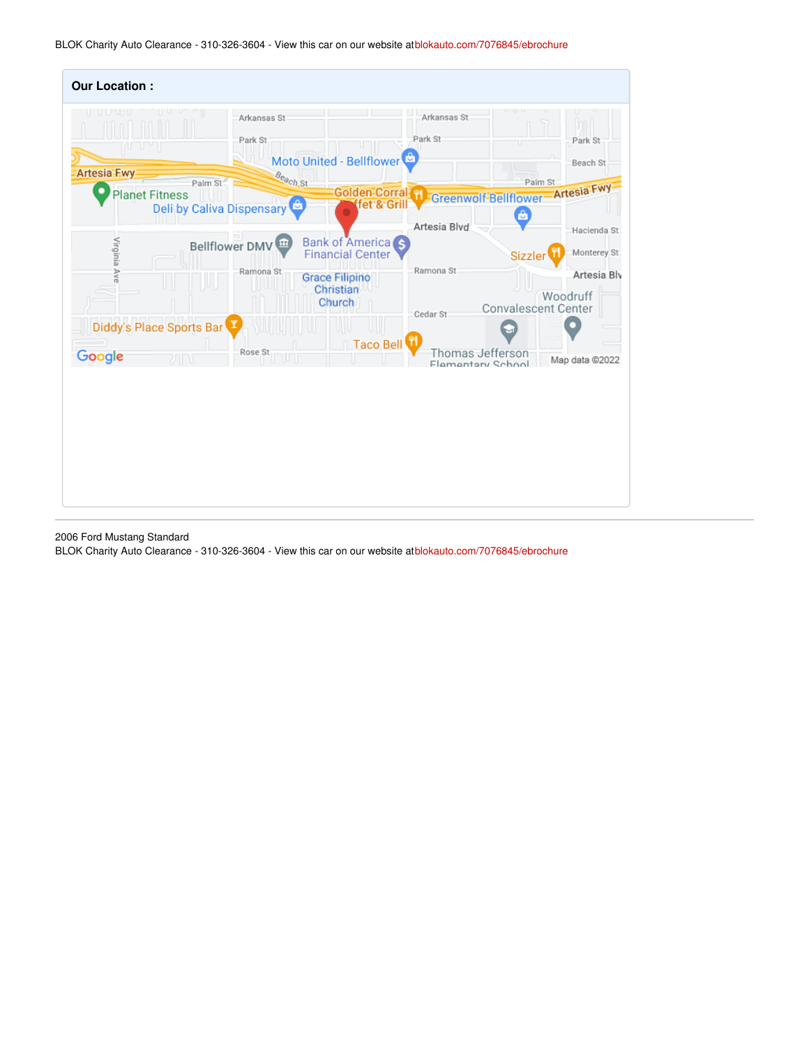## Our Location :

2006 Ford Mustang Standard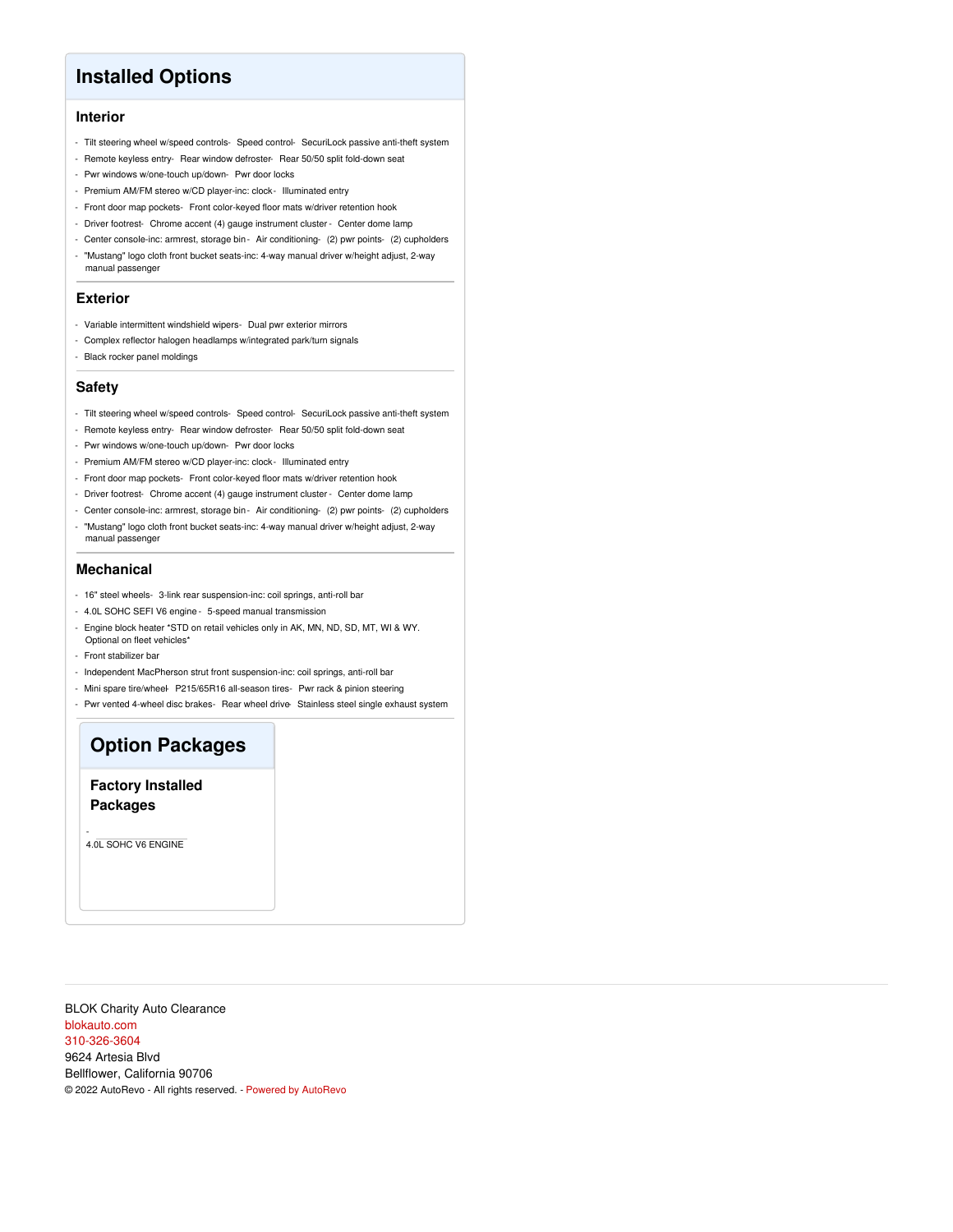# Installed Options

## Interior

- Tilt steering wheel w/speed controls- Speed control- SecuriLock passive anti-theft system
- Remote keyless entry- Rear window defroster- Rear 50/50 split fold-down seat
- Pwr windows w/one-touch up/down- Pwr door locks
- Premium AM/FM stereo w/CD player-inc: clock- Illuminated entry
- Front door map pockets- Front color-keyed floor mats w/driver retention hook
- Driver footrest- Chrome accent (4) gauge instrument cluster - Center dome lamp
- Center console-inc: armrest, storage bin - Air conditioning- (2) pwr points- (2) cupholders
- "Mustang" logo cloth front bucket seats-inc: 4-way manual driver w/height adjust, 2-way manual passenger

## Exterior

- Variable intermittent windshield wipers- Dual pwr exterior mirrors
- Complex reflector halogen headlamps w/integrated park/turn signals
- Black rocker panel moldings

## Safety

- Tilt steering wheel w/speed controls- Speed control- SecuriLock passive anti-theft system
- Remote keyless entry- Rear window defroster- Rear 50/50 split fold-down seat
- Pwr windows w/one-touch up/down- Pwr door locks
- Premium AM/FM stereo w/CD player-inc: clock- Illuminated entry
- Front door map pockets- Front color-keyed floor mats w/driver retention hook
- Driver footrest- Chrome accent (4) gauge instrument cluster - Center dome lamp
- Center console-inc: armrest, storage bin - Air conditioning- (2) pwr points- (2) cupholders
- "Mustang" logo cloth front bucket seats-inc: 4-way manual driver w/height adjust, 2-way manual passenger

## Mechanical

- 16" steel wheels- 3-link rear suspension-inc: coil springs, anti-roll bar
- 4.0L SOHC SEFI V6 engine - 5-speed manual transmission
- Engine block heater *STD on retail vehicles only in AK, MN, ND, SD, MT, WI & WY. Optional on fleet vehicles*
- Front stabilizer bar
- Independent MacPherson strut front suspension-inc: coil springs, anti-roll bar
- Mini spare tire/wheel- P215/65R16 all-season tires- Pwr rack & pinion steering
- Pwr vented 4-wheel disc brakes- Rear wheel drive- Stainless steel single exhaust system

# Option Packages

## Factory Installed Packages

- 4.0L SOHC V6 ENGINE

BLOK Charity Auto Clearance
blokauto.com
310-326-3604
9624 Artesia Blvd
Bellflower, California 90706
© 2022 AutoRevo - All rights reserved. - Powered by AutoRevo